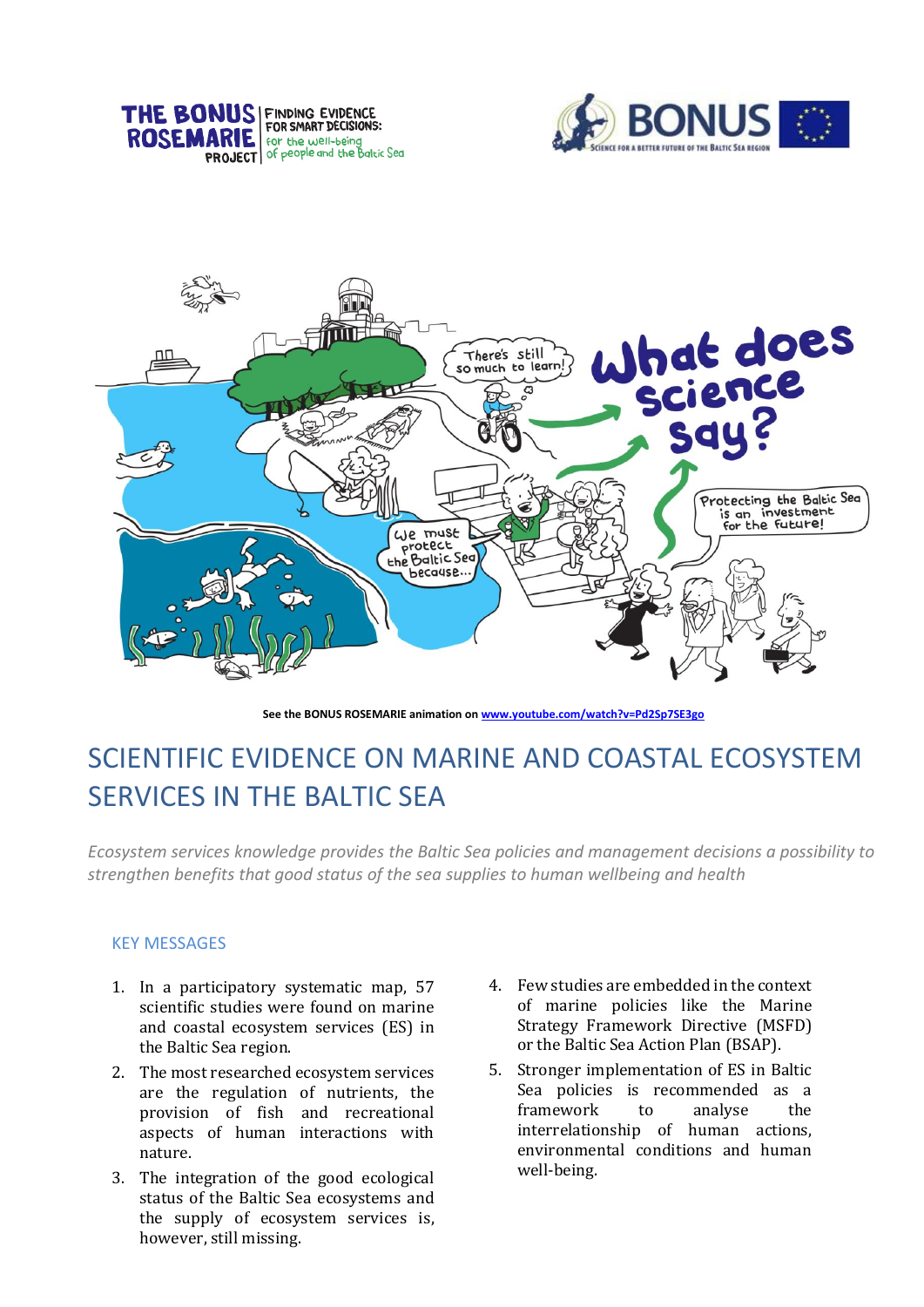See the BONUS ROSEMARIE animation on www.youtube.com/watch?v=Pd2Sp7SE3go

# SCIENTIFIC EVIDENCE ON MARINE AND COASTAL ECOSYSTEM SERVICES IN THE BALTIC SEA

*Ecosystem services knowledge provides the Baltic Sea policies and management decisions a possibility to strengthen benefits that good status of the sea supplies to human wellbeing and health*

## KEY MESSAGES

1. In a participatory systematic map, 57 scientific studies were found on marine and coastal ecosystem services (ES) in the Baltic Sea region.
2. The most researched ecosystem services are the regulation of nutrients, the provision of fish and recreational aspects of human interactions with nature.
3. The integration of the good ecological status of the Baltic Sea ecosystems and the supply of ecosystem services is, however, still missing.
4. Few studies are embedded in the context of marine policies like the Marine Strategy Framework Directive (MSFD) or the Baltic Sea Action Plan (BSAP).
5. Stronger implementation of ES in Baltic Sea policies is recommended as a framework to analyse the interrelationship of human actions, environmental conditions and human well-being.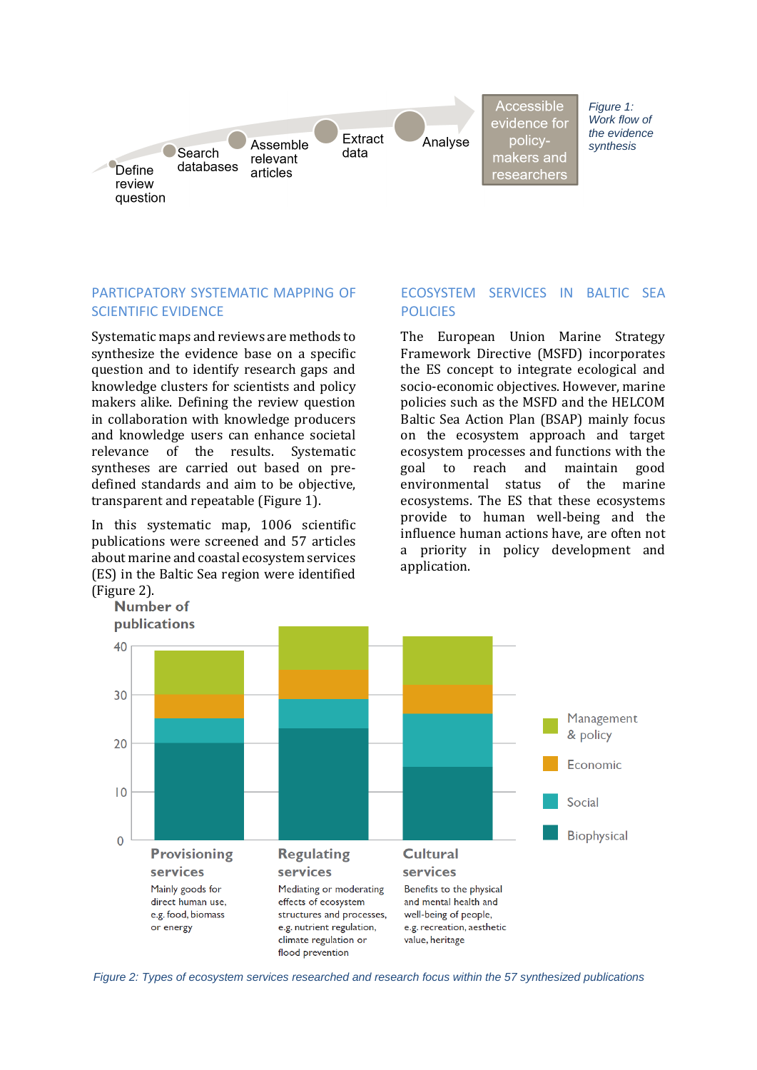Define review question → Search databases → Assemble relevant articles → Extract data → Analyse → Accessible evidence for policy-makers and researchers

*Figure 1: Work flow of the evidence synthesis*

## PARTCIPATORY SYSTEMATIC MAPPING OF SCIENTIFIC EVIDENCE

Systematic maps and reviews are methods to synthesize the evidence base on a specific question and to identify research gaps and knowledge clusters for scientists and policy makers alike. Defining the review question in collaboration with knowledge producers and knowledge users can enhance societal relevance of the results. Systematic syntheses are carried out based on pre-defined standards and aim to be objective, transparent and repeatable (Figure 1).

In this systematic map, 1006 scientific publications were screened and 57 articles about marine and coastal ecosystem services (ES) in the Baltic Sea region were identified (Figure 2).

## ECOSYSTEM SERVICES IN BALTIC SEA POLICIES

The European Union Marine Strategy Framework Directive (MSFD) incorporates the ES concept to integrate ecological and socio-economic objectives. However, marine policies such as the MSFD and the HELCOM Baltic Sea Action Plan (BSAP) mainly focus on the ecosystem approach and target ecosystem processes and functions with the goal to reach and maintain good environmental status of the marine ecosystems. The ES that these ecosystems provide to human well-being and the influence human actions have, are often not a priority in policy development and application.

Number of publications (0–40); legend: Management & policy, Economic, Social, Biophysical

**Provisioning services** – Mainly goods for direct human use, e.g. food, biomass or energy

**Regulating services** – Mediating or moderating effects of ecosystem structures and processes, e.g. nutrient regulation, climate regulation or flood prevention

**Cultural services** – Benefits to the physical and mental health and well-being of people, e.g. recreation, aesthetic value, heritage

*Figure 2: Types of ecosystem services researched and research focus within the 57 synthesized publications*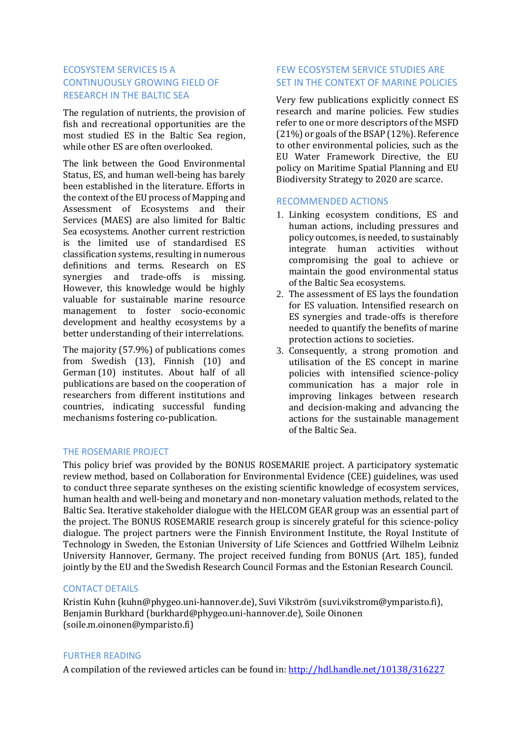## ECOSYSTEM SERVICES IS A CONTINUOUSLY GROWING FIELD OF RESEARCH IN THE BALTIC SEA

The regulation of nutrients, the provision of fish and recreational opportunities are the most studied ES in the Baltic Sea region, while other ES are often overlooked.

The link between the Good Environmental Status, ES, and human well-being has barely been established in the literature. Efforts in the context of the EU process of Mapping and Assessment of Ecosystems and their Services (MAES) are also limited for Baltic Sea ecosystems. Another current restriction is the limited use of standardised ES classification systems, resulting in numerous definitions and terms. Research on ES synergies and trade-offs is missing. However, this knowledge would be highly valuable for sustainable marine resource management to foster socio-economic development and healthy ecosystems by a better understanding of their interrelations.

The majority (57.9%) of publications comes from Swedish (13), Finnish (10) and German (10) institutes. About half of all publications are based on the cooperation of researchers from different institutions and countries, indicating successful funding mechanisms fostering co-publication.

## FEW ECOSYSTEM SERVICE STUDIES ARE SET IN THE CONTEXT OF MARINE POLICIES

Very few publications explicitly connect ES research and marine policies. Few studies refer to one or more descriptors of the MSFD (21%) or goals of the BSAP (12%). Reference to other environmental policies, such as the EU Water Framework Directive, the EU policy on Maritime Spatial Planning and EU Biodiversity Strategy to 2020 are scarce.

## RECOMMENDED ACTIONS

1. Linking ecosystem conditions, ES and human actions, including pressures and policy outcomes, is needed, to sustainably integrate human activities without compromising the goal to achieve or maintain the good environmental status of the Baltic Sea ecosystems.
2. The assessment of ES lays the foundation for ES valuation. Intensified research on ES synergies and trade-offs is therefore needed to quantify the benefits of marine protection actions to societies.
3. Consequently, a strong promotion and utilisation of the ES concept in marine policies with intensified science-policy communication has a major role in improving linkages between research and decision-making and advancing the actions for the sustainable management of the Baltic Sea.

## THE ROSEMARIE PROJECT

This policy brief was provided by the BONUS ROSEMARIE project. A participatory systematic review method, based on Collaboration for Environmental Evidence (CEE) guidelines, was used to conduct three separate syntheses on the existing scientific knowledge of ecosystem services, human health and well-being and monetary and non-monetary valuation methods, related to the Baltic Sea. Iterative stakeholder dialogue with the HELCOM GEAR group was an essential part of the project. The BONUS ROSEMARIE research group is sincerely grateful for this science-policy dialogue. The project partners were the Finnish Environment Institute, the Royal Institute of Technology in Sweden, the Estonian University of Life Sciences and Gottfried Wilhelm Leibniz University Hannover, Germany. The project received funding from BONUS (Art. 185), funded jointly by the EU and the Swedish Research Council Formas and the Estonian Research Council.

## CONTACT DETAILS

Kristin Kuhn (kuhn@phygeo.uni-hannover.de), Suvi Vikström (suvi.vikstrom@ymparisto.fi), Benjamin Burkhard (burkhard@phygeo.uni-hannover.de), Soile Oinonen (soile.m.oinonen@ymparisto.fi)

## FURTHER READING

A compilation of the reviewed articles can be found in: http://hdl.handle.net/10138/316227